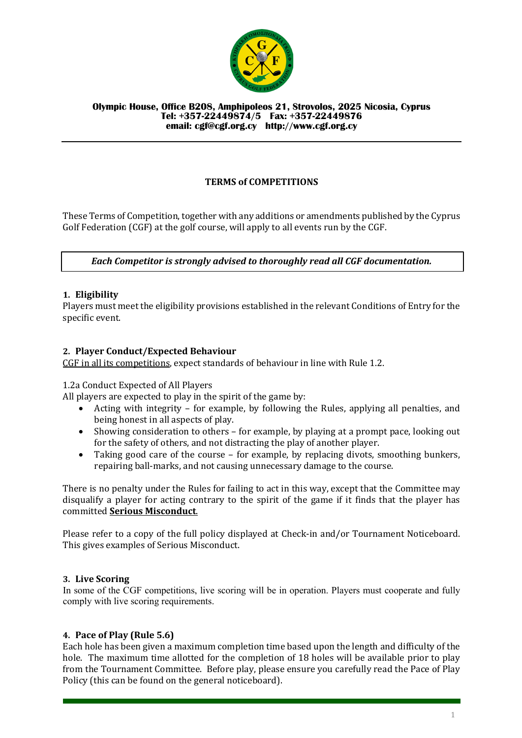**Olympic House, Office B208, Amphipoleos 21, Strovolos, 2025 Nicosia, Cyprus**
**Tel: +357-22449874/5 Fax: +357-22449876**
**email: cgf@cgf.org.cy http://www.cgf.org.cy**

---

# TERMS of COMPETITIONS

These Terms of Competition, together with any additions or amendments published by the Cyprus Golf Federation (CGF) at the golf course, will apply to all events run by the CGF.

> ***Each Competitor is strongly advised to thoroughly read all CGF documentation.***

## 1. Eligibility

Players must meet the eligibility provisions established in the relevant Conditions of Entry for the specific event.

## 2. Player Conduct/Expected Behaviour

<u>CGF in all its competitions</u>, expect standards of behaviour in line with Rule 1.2.

1.2a Conduct Expected of All Players

All players are expected to play in the spirit of the game by:

- Acting with integrity – for example, by following the Rules, applying all penalties, and being honest in all aspects of play.
- Showing consideration to others – for example, by playing at a prompt pace, looking out for the safety of others, and not distracting the play of another player.
- Taking good care of the course – for example, by replacing divots, smoothing bunkers, repairing ball-marks, and not causing unnecessary damage to the course.

There is no penalty under the Rules for failing to act in this way, except that the Committee may disqualify a player for acting contrary to the spirit of the game if it finds that the player has committed <u>**Serious Misconduct**</u>.

Please refer to a copy of the full policy displayed at Check-in and/or Tournament Noticeboard. This gives examples of Serious Misconduct.

## 3. Live Scoring

In some of the CGF competitions, live scoring will be in operation. Players must cooperate and fully comply with live scoring requirements.

## 4. Pace of Play (Rule 5.6)

Each hole has been given a maximum completion time based upon the length and difficulty of the hole. The maximum time allotted for the completion of 18 holes will be available prior to play from the Tournament Committee. Before play, please ensure you carefully read the Pace of Play Policy (this can be found on the general noticeboard).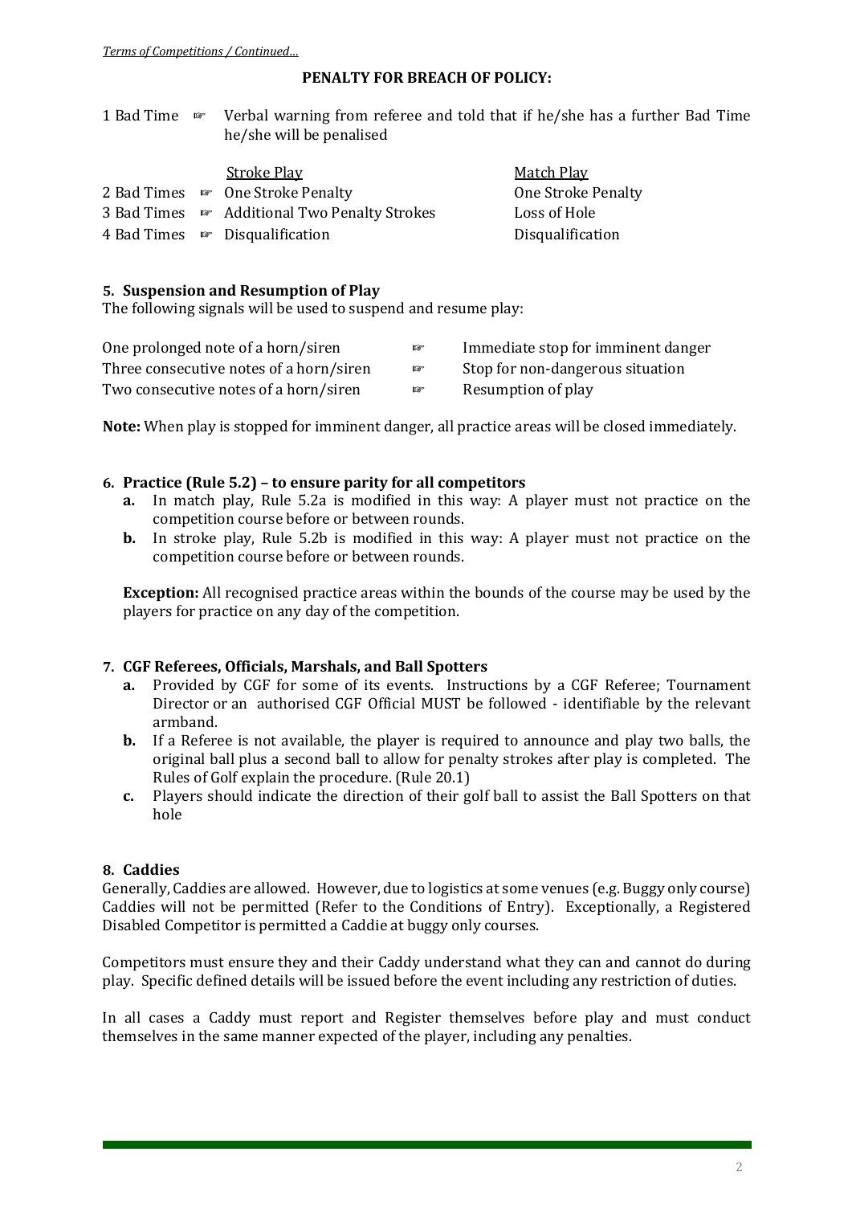*Terms of Competitions / Continued…*

**PENALTY FOR BREACH OF POLICY:**

1 Bad Time ☞ Verbal warning from referee and told that if he/she has a further Bad Time he/she will be penalised

| | | Stroke Play | Match Play |
|---|---|---|---|
| 2 Bad Times | ☞ | One Stroke Penalty | One Stroke Penalty |
| 3 Bad Times | ☞ | Additional Two Penalty Strokes | Loss of Hole |
| 4 Bad Times | ☞ | Disqualification | Disqualification |

### 5. Suspension and Resumption of Play

The following signals will be used to suspend and resume play:

| | | |
|---|---|---|
| One prolonged note of a horn/siren | ☞ | Immediate stop for imminent danger |
| Three consecutive notes of a horn/siren | ☞ | Stop for non-dangerous situation |
| Two consecutive notes of a horn/siren | ☞ | Resumption of play |

**Note:** When play is stopped for imminent danger, all practice areas will be closed immediately.

### 6. Practice (Rule 5.2) – to ensure parity for all competitors

- **a.** In match play, Rule 5.2a is modified in this way: A player must not practice on the competition course before or between rounds.
- **b.** In stroke play, Rule 5.2b is modified in this way: A player must not practice on the competition course before or between rounds.

**Exception:** All recognised practice areas within the bounds of the course may be used by the players for practice on any day of the competition.

### 7. CGF Referees, Officials, Marshals, and Ball Spotters

- **a.** Provided by CGF for some of its events. Instructions by a CGF Referee; Tournament Director or an authorised CGF Official MUST be followed - identifiable by the relevant armband.
- **b.** If a Referee is not available, the player is required to announce and play two balls, the original ball plus a second ball to allow for penalty strokes after play is completed. The Rules of Golf explain the procedure. (Rule 20.1)
- **c.** Players should indicate the direction of their golf ball to assist the Ball Spotters on that hole

### 8. Caddies

Generally, Caddies are allowed. However, due to logistics at some venues (e.g. Buggy only course) Caddies will not be permitted (Refer to the Conditions of Entry). Exceptionally, a Registered Disabled Competitor is permitted a Caddie at buggy only courses.

Competitors must ensure they and their Caddy understand what they can and cannot do during play. Specific defined details will be issued before the event including any restriction of duties.

In all cases a Caddy must report and Register themselves before play and must conduct themselves in the same manner expected of the player, including any penalties.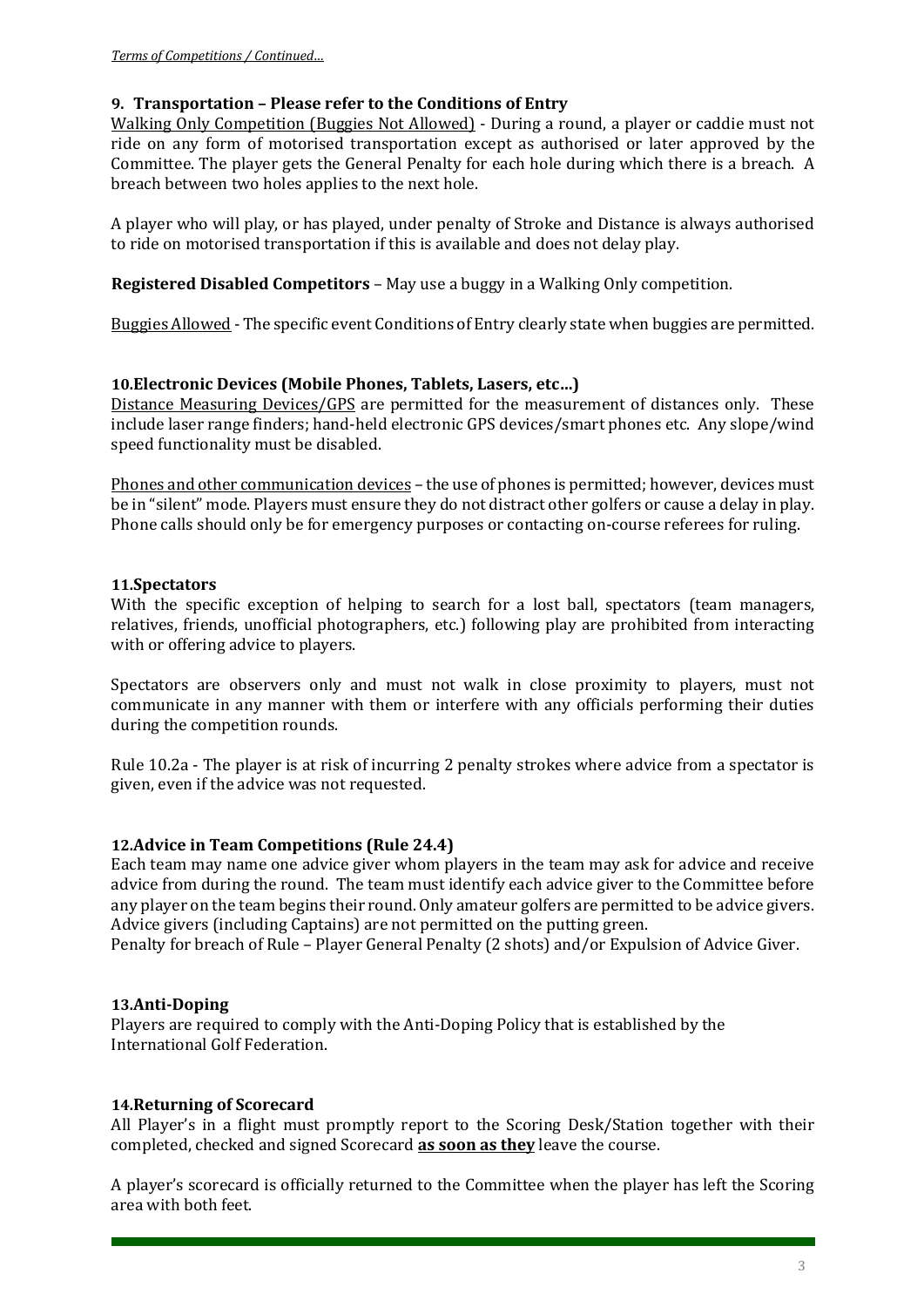*Terms of Competitions / Continued…*

### **9. Transportation – Please refer to the Conditions of Entry**

Walking Only Competition (Buggies Not Allowed) - During a round, a player or caddie must not ride on any form of motorised transportation except as authorised or later approved by the Committee. The player gets the General Penalty for each hole during which there is a breach. A breach between two holes applies to the next hole.

A player who will play, or has played, under penalty of Stroke and Distance is always authorised to ride on motorised transportation if this is available and does not delay play.

**Registered Disabled Competitors** – May use a buggy in a Walking Only competition.

Buggies Allowed - The specific event Conditions of Entry clearly state when buggies are permitted.

### **10.Electronic Devices (Mobile Phones, Tablets, Lasers, etc…)**

Distance Measuring Devices/GPS are permitted for the measurement of distances only. These include laser range finders; hand-held electronic GPS devices/smart phones etc. Any slope/wind speed functionality must be disabled.

Phones and other communication devices – the use of phones is permitted; however, devices must be in "silent" mode. Players must ensure they do not distract other golfers or cause a delay in play. Phone calls should only be for emergency purposes or contacting on-course referees for ruling.

### **11.Spectators**

With the specific exception of helping to search for a lost ball, spectators (team managers, relatives, friends, unofficial photographers, etc.) following play are prohibited from interacting with or offering advice to players.

Spectators are observers only and must not walk in close proximity to players, must not communicate in any manner with them or interfere with any officials performing their duties during the competition rounds.

Rule 10.2a - The player is at risk of incurring 2 penalty strokes where advice from a spectator is given, even if the advice was not requested.

### **12.Advice in Team Competitions (Rule 24.4)**

Each team may name one advice giver whom players in the team may ask for advice and receive advice from during the round. The team must identify each advice giver to the Committee before any player on the team begins their round. Only amateur golfers are permitted to be advice givers. Advice givers (including Captains) are not permitted on the putting green.
Penalty for breach of Rule – Player General Penalty (2 shots) and/or Expulsion of Advice Giver.

### **13.Anti-Doping**

Players are required to comply with the Anti-Doping Policy that is established by the International Golf Federation.

### **14.Returning of Scorecard**

All Player's in a flight must promptly report to the Scoring Desk/Station together with their completed, checked and signed Scorecard **as soon as they** leave the course.

A player's scorecard is officially returned to the Committee when the player has left the Scoring area with both feet.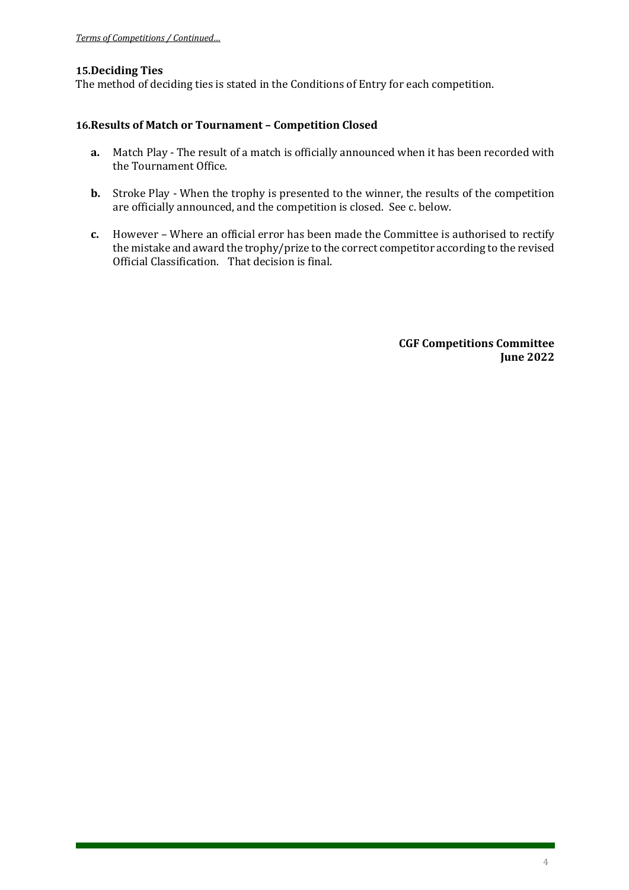## 15. Deciding Ties

The method of deciding ties is stated in the Conditions of Entry for each competition.

## 16. Results of Match or Tournament – Competition Closed

- **a.** Match Play - The result of a match is officially announced when it has been recorded with the Tournament Office.
- **b.** Stroke Play - When the trophy is presented to the winner, the results of the competition are officially announced, and the competition is closed. See c. below.
- **c.** However – Where an official error has been made the Committee is authorised to rectify the mistake and award the trophy/prize to the correct competitor according to the revised Official Classification. That decision is final.

**CGF Competitions Committee**
**June 2022**